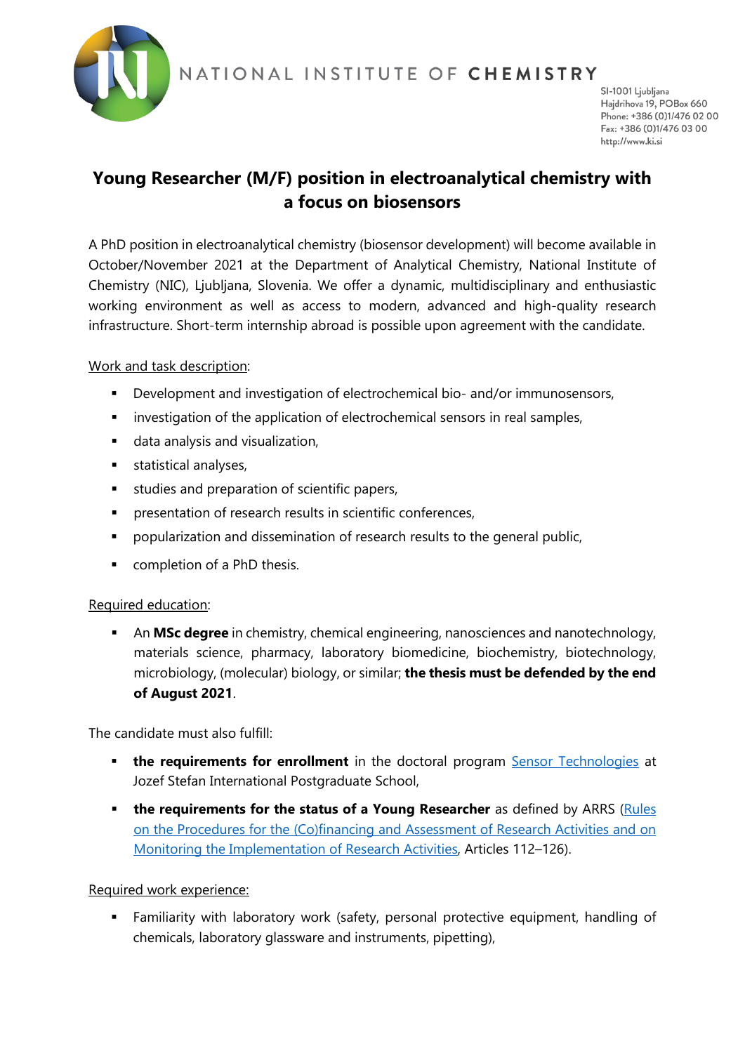NATIONAL INSTITUTE OF **CHEMISTRY**

SI-1001 Ljubljana
Hajdrihova 19, POBox 660
Phone: +386 (0)1/476 02 00
Fax: +386 (0)1/476 03 00
http://www.ki.si

# Young Researcher (M/F) position in electroanalytical chemistry with a focus on biosensors

A PhD position in electroanalytical chemistry (biosensor development) will become available in October/November 2021 at the Department of Analytical Chemistry, National Institute of Chemistry (NIC), Ljubljana, Slovenia. We offer a dynamic, multidisciplinary and enthusiastic working environment as well as access to modern, advanced and high-quality research infrastructure. Short-term internship abroad is possible upon agreement with the candidate.

Work and task description:

- Development and investigation of electrochemical bio- and/or immunosensors,
- investigation of the application of electrochemical sensors in real samples,
- data analysis and visualization,
- statistical analyses,
- studies and preparation of scientific papers,
- presentation of research results in scientific conferences,
- popularization and dissemination of research results to the general public,
- completion of a PhD thesis.

Required education:

- An **MSc degree** in chemistry, chemical engineering, nanosciences and nanotechnology, materials science, pharmacy, laboratory biomedicine, biochemistry, biotechnology, microbiology, (molecular) biology, or similar; **the thesis must be defended by the end of August 2021**.

The candidate must also fulfill:

- **the requirements for enrollment** in the doctoral program Sensor Technologies at Jozef Stefan International Postgraduate School,
- **the requirements for the status of a Young Researcher** as defined by ARRS (Rules on the Procedures for the (Co)financing and Assessment of Research Activities and on Monitoring the Implementation of Research Activities, Articles 112–126).

Required work experience:

- Familiarity with laboratory work (safety, personal protective equipment, handling of chemicals, laboratory glassware and instruments, pipetting),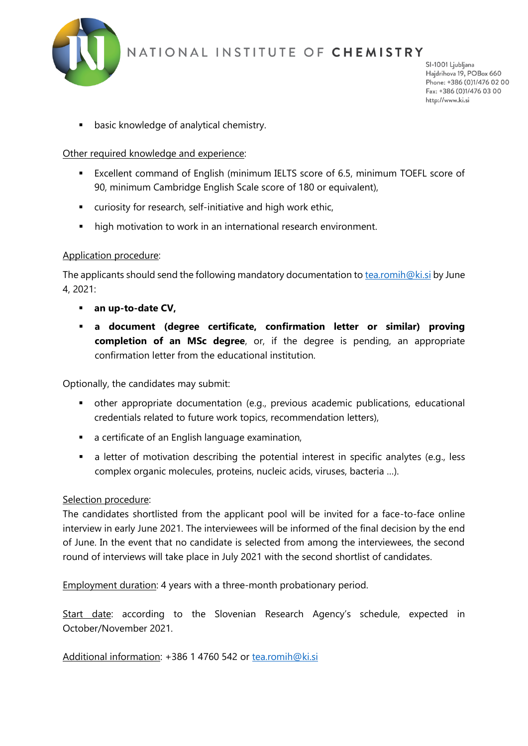- basic knowledge of analytical chemistry.

Other required knowledge and experience:

- Excellent command of English (minimum IELTS score of 6.5, minimum TOEFL score of 90, minimum Cambridge English Scale score of 180 or equivalent),
- curiosity for research, self-initiative and high work ethic,
- high motivation to work in an international research environment.

Application procedure:

The applicants should send the following mandatory documentation to tea.romih@ki.si by June 4, 2021:

- **an up-to-date CV,**
- **a document (degree certificate, confirmation letter or similar) proving completion of an MSc degree**, or, if the degree is pending, an appropriate confirmation letter from the educational institution.

Optionally, the candidates may submit:

- other appropriate documentation (e.g., previous academic publications, educational credentials related to future work topics, recommendation letters),
- a certificate of an English language examination,
- a letter of motivation describing the potential interest in specific analytes (e.g., less complex organic molecules, proteins, nucleic acids, viruses, bacteria …).

Selection procedure:
The candidates shortlisted from the applicant pool will be invited for a face-to-face online interview in early June 2021. The interviewees will be informed of the final decision by the end of June. In the event that no candidate is selected from among the interviewees, the second round of interviews will take place in July 2021 with the second shortlist of candidates.

Employment duration: 4 years with a three-month probationary period.

Start date: according to the Slovenian Research Agency's schedule, expected in October/November 2021.

Additional information: +386 1 4760 542 or tea.romih@ki.si